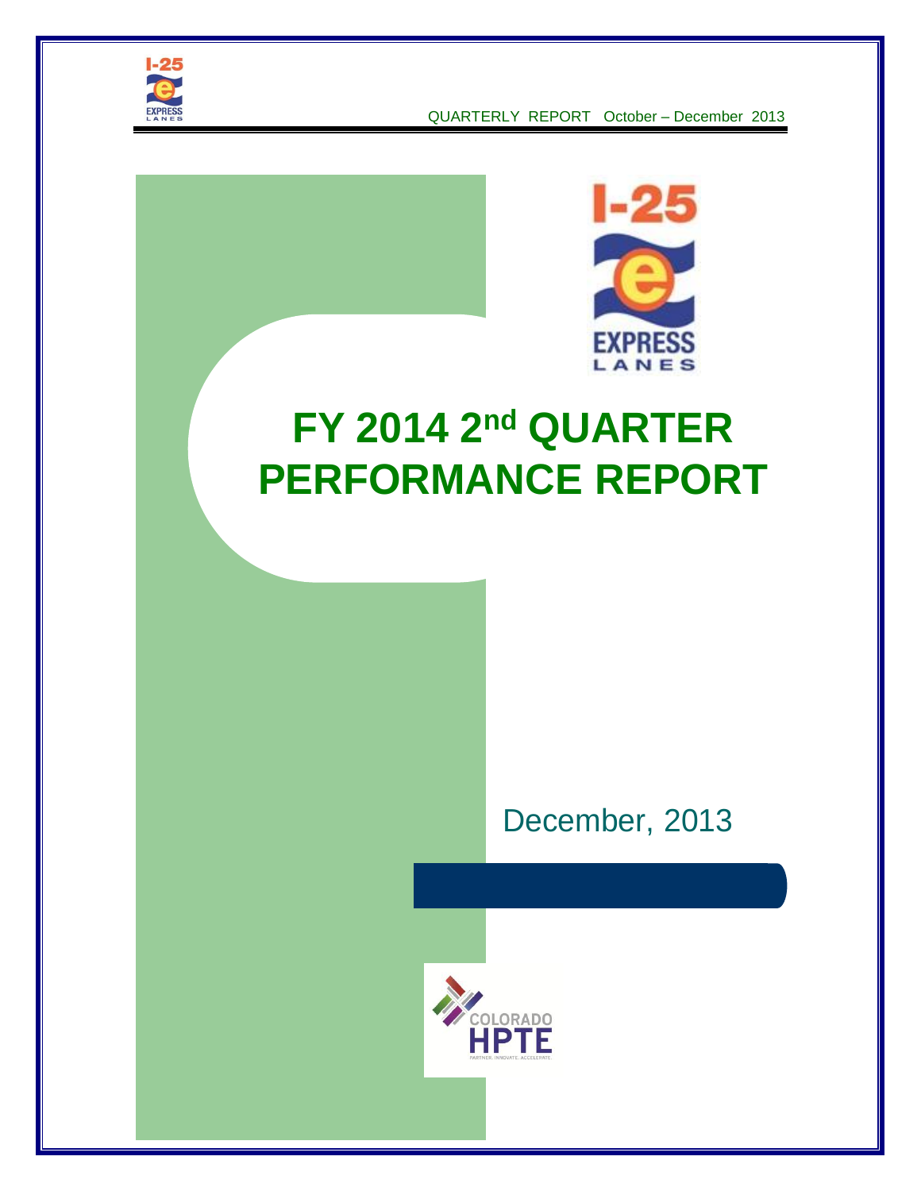QUARTERLY REPORT October – December 2013

# FY 2014 2nd QUARTER PERFORMANCE REPORT

December, 2013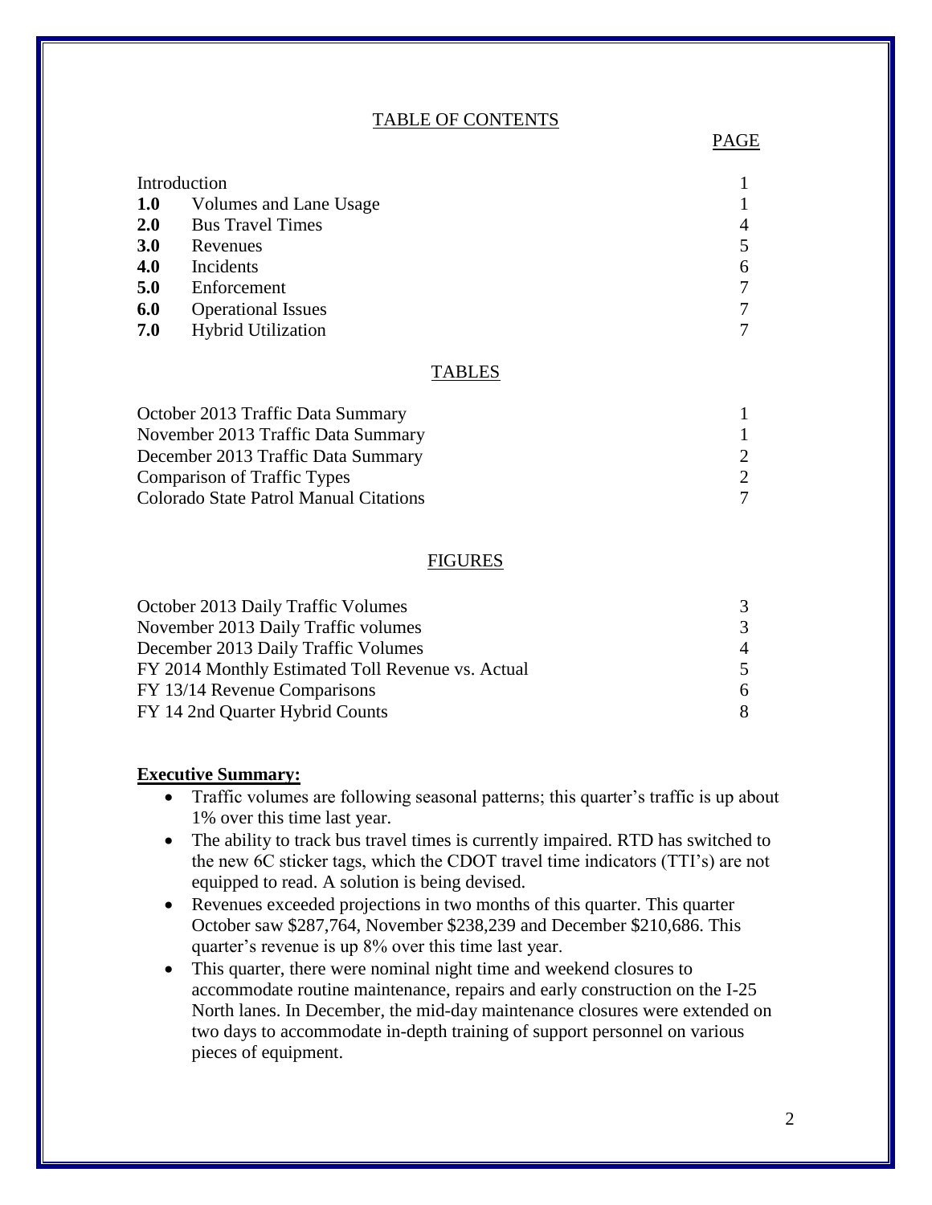## TABLE OF CONTENTS

| | | PAGE |
|---|---|---|
| Introduction | | 1 |
| **1.0** | Volumes and Lane Usage | 1 |
| **2.0** | Bus Travel Times | 4 |
| **3.0** | Revenues | 5 |
| **4.0** | Incidents | 6 |
| **5.0** | Enforcement | 7 |
| **6.0** | Operational Issues | 7 |
| **7.0** | Hybrid Utilization | 7 |

## TABLES

| | |
|---|---|
| October 2013 Traffic Data Summary | 1 |
| November 2013 Traffic Data Summary | 1 |
| December 2013 Traffic Data Summary | 2 |
| Comparison of Traffic Types | 2 |
| Colorado State Patrol Manual Citations | 7 |

## FIGURES

| | |
|---|---|
| October 2013 Daily Traffic Volumes | 3 |
| November 2013 Daily Traffic volumes | 3 |
| December 2013 Daily Traffic Volumes | 4 |
| FY 2014 Monthly Estimated Toll Revenue vs. Actual | 5 |
| FY 13/14 Revenue Comparisons | 6 |
| FY 14 2nd Quarter Hybrid Counts | 8 |

**Executive Summary:**

- Traffic volumes are following seasonal patterns; this quarter's traffic is up about 1% over this time last year.
- The ability to track bus travel times is currently impaired. RTD has switched to the new 6C sticker tags, which the CDOT travel time indicators (TTI's) are not equipped to read. A solution is being devised.
- Revenues exceeded projections in two months of this quarter. This quarter October saw $287,764, November $238,239 and December $210,686. This quarter's revenue is up 8% over this time last year.
- This quarter, there were nominal night time and weekend closures to accommodate routine maintenance, repairs and early construction on the I-25 North lanes. In December, the mid-day maintenance closures were extended on two days to accommodate in-depth training of support personnel on various pieces of equipment.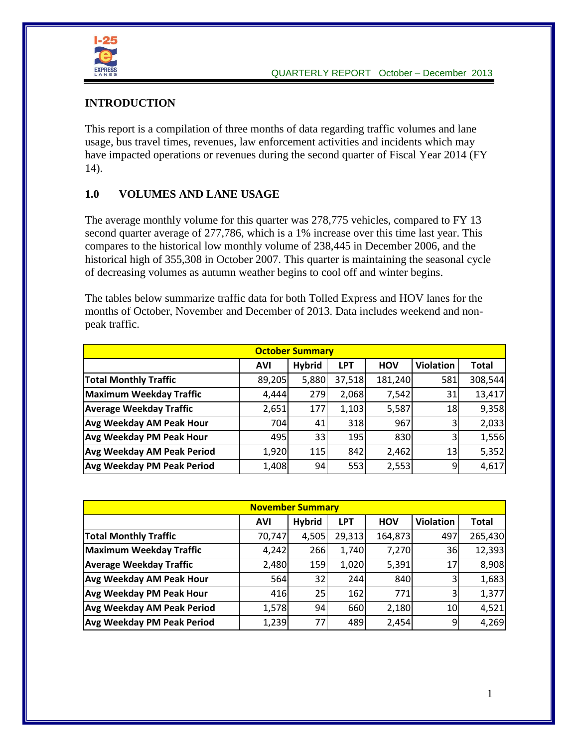## INTRODUCTION

This report is a compilation of three months of data regarding traffic volumes and lane usage, bus travel times, revenues, law enforcement activities and incidents which may have impacted operations or revenues during the second quarter of Fiscal Year 2014 (FY 14).

## 1.0 VOLUMES AND LANE USAGE

The average monthly volume for this quarter was 278,775 vehicles, compared to FY 13 second quarter average of 277,786, which is a 1% increase over this time last year. This compares to the historical low monthly volume of 238,445 in December 2006, and the historical high of 355,308 in October 2007. This quarter is maintaining the seasonal cycle of decreasing volumes as autumn weather begins to cool off and winter begins.

The tables below summarize traffic data for both Tolled Express and HOV lanes for the months of October, November and December of 2013. Data includes weekend and non-peak traffic.

| October Summary | | | | | | |
|---|---|---|---|---|---|---|
| | AVI | Hybrid | LPT | HOV | Violation | Total |
| Total Monthly Traffic | 89,205 | 5,880 | 37,518 | 181,240 | 581 | 308,544 |
| Maximum Weekday Traffic | 4,444 | 279 | 2,068 | 7,542 | 31 | 13,417 |
| Average Weekday Traffic | 2,651 | 177 | 1,103 | 5,587 | 18 | 9,358 |
| Avg Weekday AM Peak Hour | 704 | 41 | 318 | 967 | 3 | 2,033 |
| Avg Weekday PM Peak Hour | 495 | 33 | 195 | 830 | 3 | 1,556 |
| Avg Weekday AM Peak Period | 1,920 | 115 | 842 | 2,462 | 13 | 5,352 |
| Avg Weekday PM Peak Period | 1,408 | 94 | 553 | 2,553 | 9 | 4,617 |

| November Summary | | | | | | |
|---|---|---|---|---|---|---|
| | AVI | Hybrid | LPT | HOV | Violation | Total |
| Total Monthly Traffic | 70,747 | 4,505 | 29,313 | 164,873 | 497 | 265,430 |
| Maximum Weekday Traffic | 4,242 | 266 | 1,740 | 7,270 | 36 | 12,393 |
| Average Weekday Traffic | 2,480 | 159 | 1,020 | 5,391 | 17 | 8,908 |
| Avg Weekday AM Peak Hour | 564 | 32 | 244 | 840 | 3 | 1,683 |
| Avg Weekday PM Peak Hour | 416 | 25 | 162 | 771 | 3 | 1,377 |
| Avg Weekday AM Peak Period | 1,578 | 94 | 660 | 2,180 | 10 | 4,521 |
| Avg Weekday PM Peak Period | 1,239 | 77 | 489 | 2,454 | 9 | 4,269 |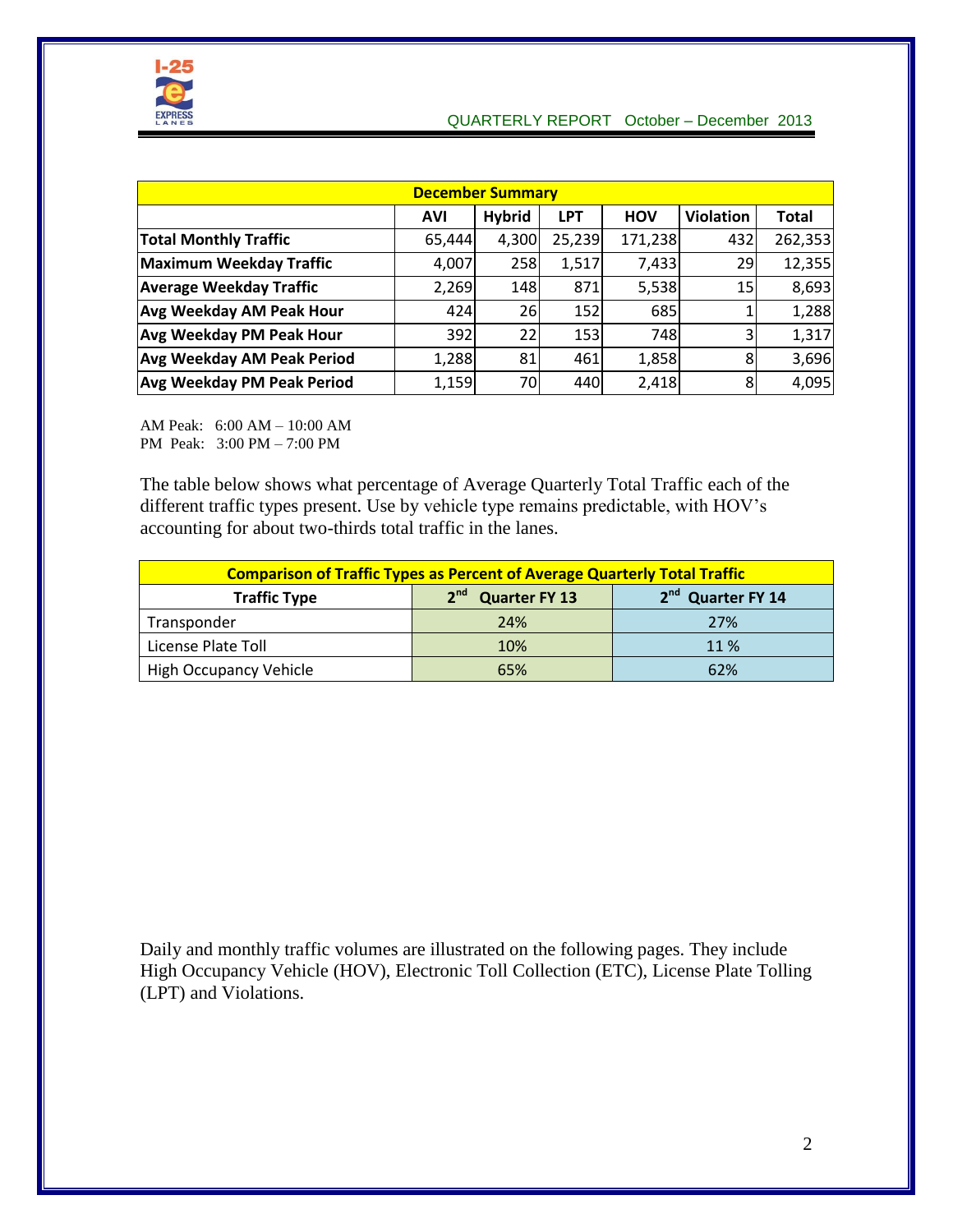| December Summary | | | | | | |
|---|---|---|---|---|---|---|
| | **AVI** | **Hybrid** | **LPT** | **HOV** | **Violation** | **Total** |
| **Total Monthly Traffic** | 65,444 | 4,300 | 25,239 | 171,238 | 432 | 262,353 |
| **Maximum Weekday Traffic** | 4,007 | 258 | 1,517 | 7,433 | 29 | 12,355 |
| **Average Weekday Traffic** | 2,269 | 148 | 871 | 5,538 | 15 | 8,693 |
| **Avg Weekday AM Peak Hour** | 424 | 26 | 152 | 685 | 1 | 1,288 |
| **Avg Weekday PM Peak Hour** | 392 | 22 | 153 | 748 | 3 | 1,317 |
| **Avg Weekday AM Peak Period** | 1,288 | 81 | 461 | 1,858 | 8 | 3,696 |
| **Avg Weekday PM Peak Period** | 1,159 | 70 | 440 | 2,418 | 8 | 4,095 |

AM Peak: 6:00 AM – 10:00 AM
PM Peak: 3:00 PM – 7:00 PM

The table below shows what percentage of Average Quarterly Total Traffic each of the different traffic types present. Use by vehicle type remains predictable, with HOV's accounting for about two-thirds total traffic in the lanes.

| Comparison of Traffic Types as Percent of Average Quarterly Total Traffic | | |
|---|---|---|
| **Traffic Type** | **2nd Quarter FY 13** | **2nd Quarter FY 14** |
| Transponder | 24% | 27% |
| License Plate Toll | 10% | 11 % |
| High Occupancy Vehicle | 65% | 62% |

Daily and monthly traffic volumes are illustrated on the following pages. They include High Occupancy Vehicle (HOV), Electronic Toll Collection (ETC), License Plate Tolling (LPT) and Violations.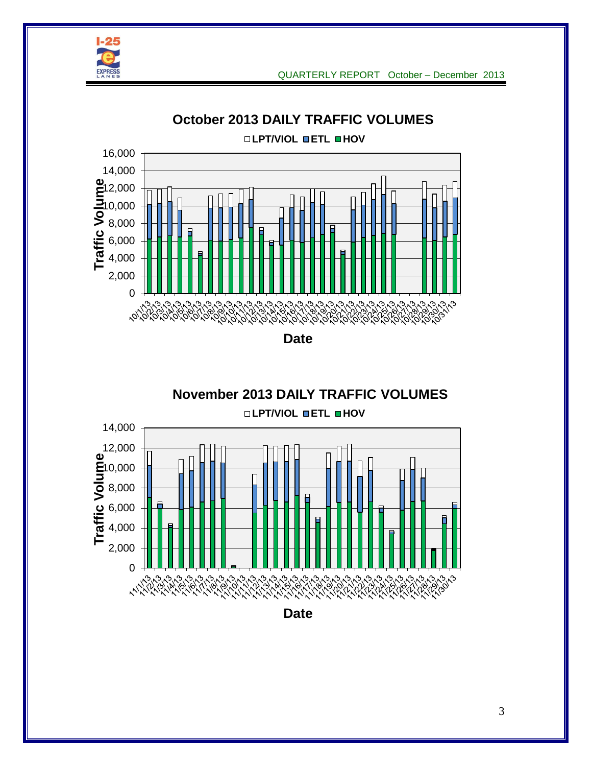## October 2013 DAILY TRAFFIC VOLUMES

LPT/VIOL | ETL | HOV

Traffic Volume (0 – 16,000)

Date: 10/1/13 – 10/31/13

## November 2013 DAILY TRAFFIC VOLUMES

LPT/VIOL | ETL | HOV

Traffic Volume (0 – 14,000)

Date: 11/1/13 – 11/30/13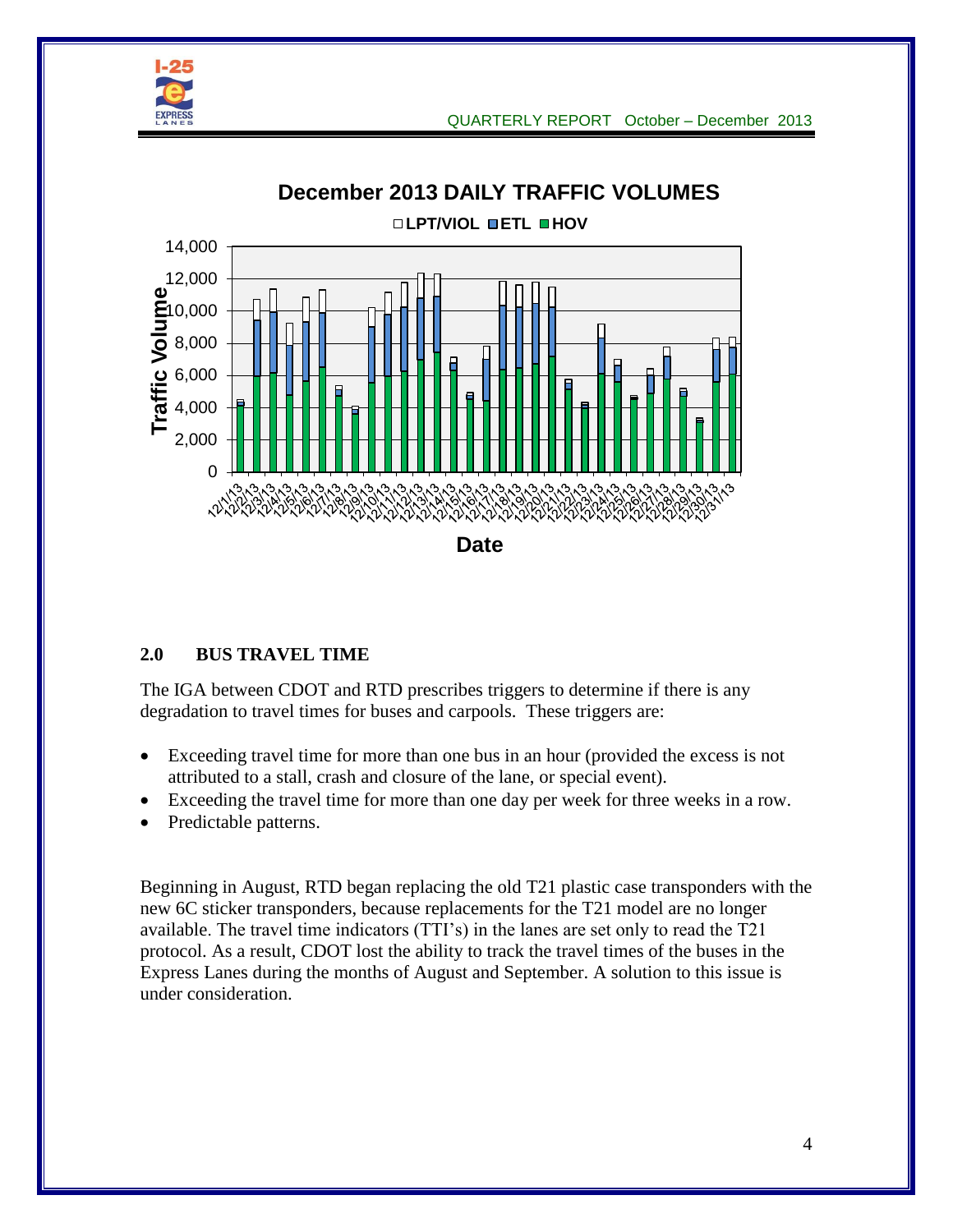## 2.0 BUS TRAVEL TIME

The IGA between CDOT and RTD prescribes triggers to determine if there is any degradation to travel times for buses and carpools. These triggers are:

- Exceeding travel time for more than one bus in an hour (provided the excess is not attributed to a stall, crash and closure of the lane, or special event).
- Exceeding the travel time for more than one day per week for three weeks in a row.
- Predictable patterns.

Beginning in August, RTD began replacing the old T21 plastic case transponders with the new 6C sticker transponders, because replacements for the T21 model are no longer available. The travel time indicators (TTI's) in the lanes are set only to read the T21 protocol. As a result, CDOT lost the ability to track the travel times of the buses in the Express Lanes during the months of August and September. A solution to this issue is under consideration.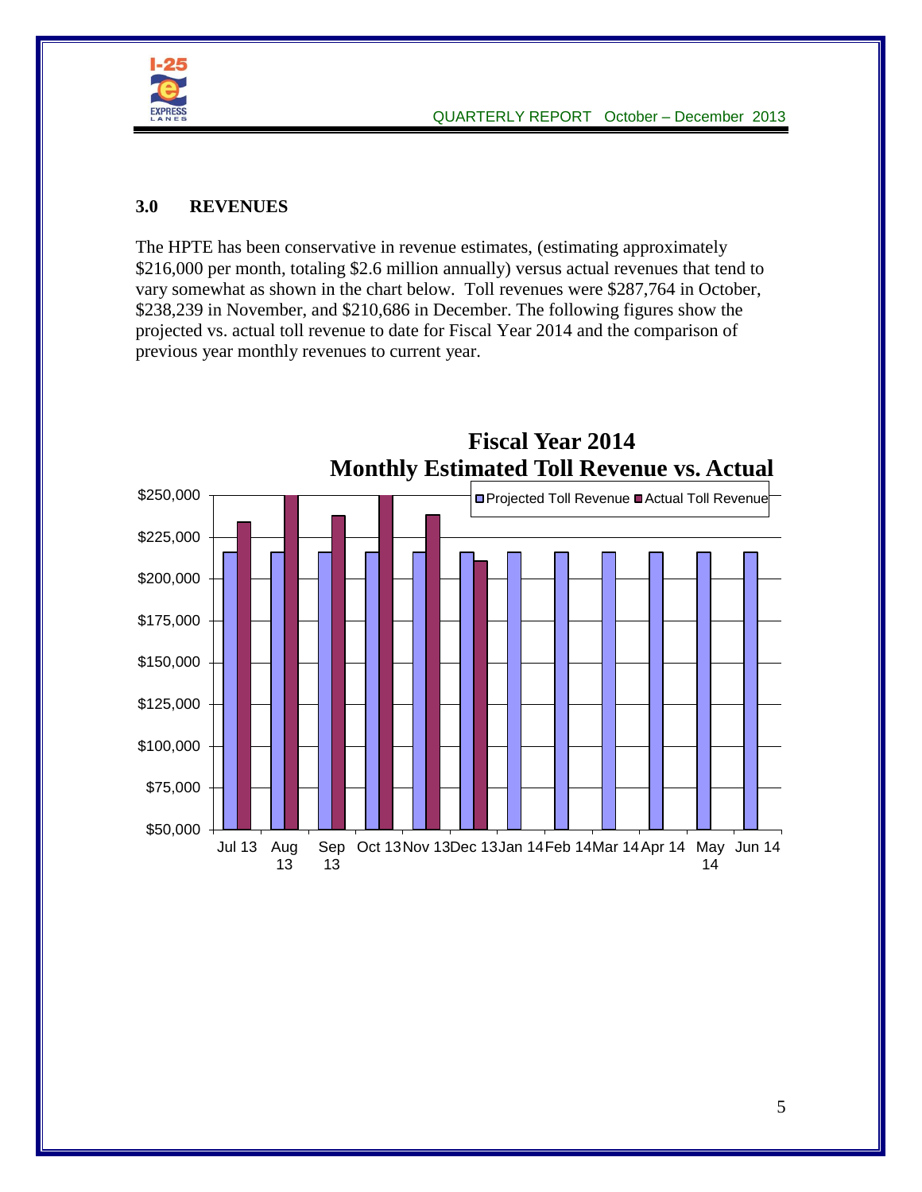## 3.0 REVENUES

The HPTE has been conservative in revenue estimates, (estimating approximately $216,000 per month, totaling $2.6 million annually) versus actual revenues that tend to vary somewhat as shown in the chart below. Toll revenues were $287,764 in October, $238,239 in November, and $210,686 in December. The following figures show the projected vs. actual toll revenue to date for Fiscal Year 2014 and the comparison of previous year monthly revenues to current year.

**Fiscal Year 2014**
**Monthly Estimated Toll Revenue vs. Actual**

Legend: Projected Toll Revenue, Actual Toll Revenue

Y-axis: $50,000, $75,000, $100,000, $125,000, $150,000, $175,000, $200,000, $225,000, $250,000

X-axis: Jul 13, Aug 13, Sep 13, Oct 13, Nov 13, Dec 13, Jan 14, Feb 14, Mar 14, Apr 14, May 14, Jun 14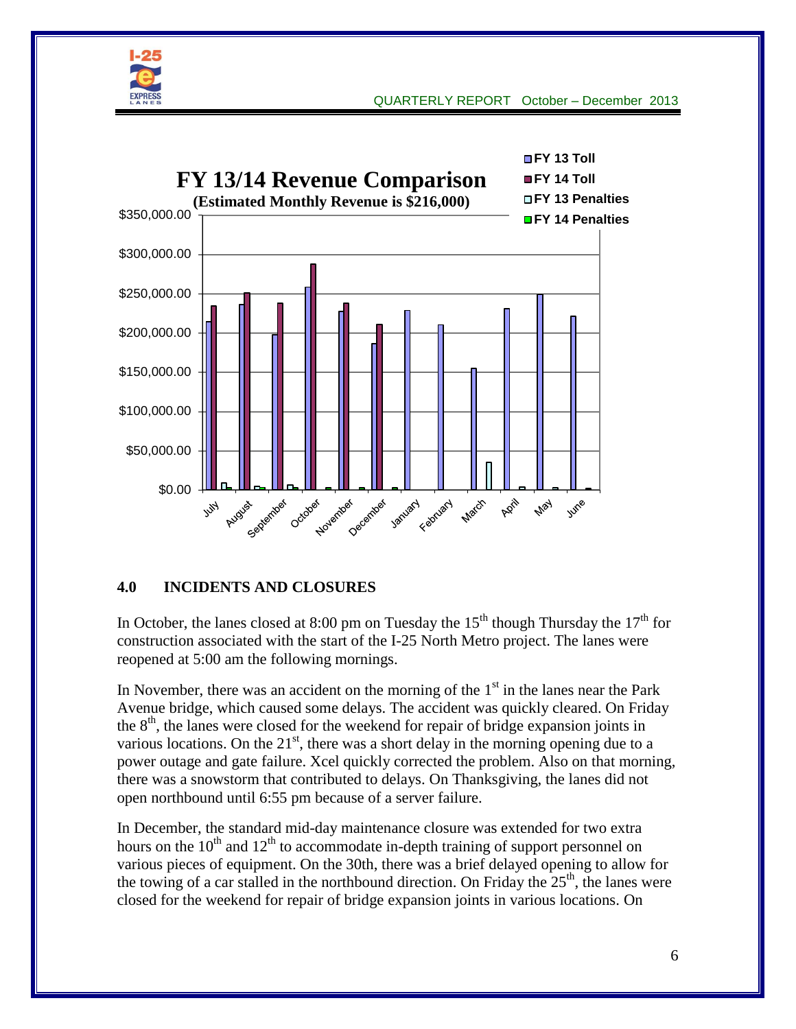**FY 13/14 Revenue Comparison**

**(Estimated Monthly Revenue is $216,000)**

## 4.0 INCIDENTS AND CLOSURES

In October, the lanes closed at 8:00 pm on Tuesday the 15th though Thursday the 17th for construction associated with the start of the I-25 North Metro project. The lanes were reopened at 5:00 am the following mornings.

In November, there was an accident on the morning of the 1st in the lanes near the Park Avenue bridge, which caused some delays. The accident was quickly cleared. On Friday the 8th, the lanes were closed for the weekend for repair of bridge expansion joints in various locations. On the 21st, there was a short delay in the morning opening due to a power outage and gate failure. Xcel quickly corrected the problem. Also on that morning, there was a snowstorm that contributed to delays. On Thanksgiving, the lanes did not open northbound until 6:55 pm because of a server failure.

In December, the standard mid-day maintenance closure was extended for two extra hours on the 10th and 12th to accommodate in-depth training of support personnel on various pieces of equipment. On the 30th, there was a brief delayed opening to allow for the towing of a car stalled in the northbound direction. On Friday the 25th, the lanes were closed for the weekend for repair of bridge expansion joints in various locations. On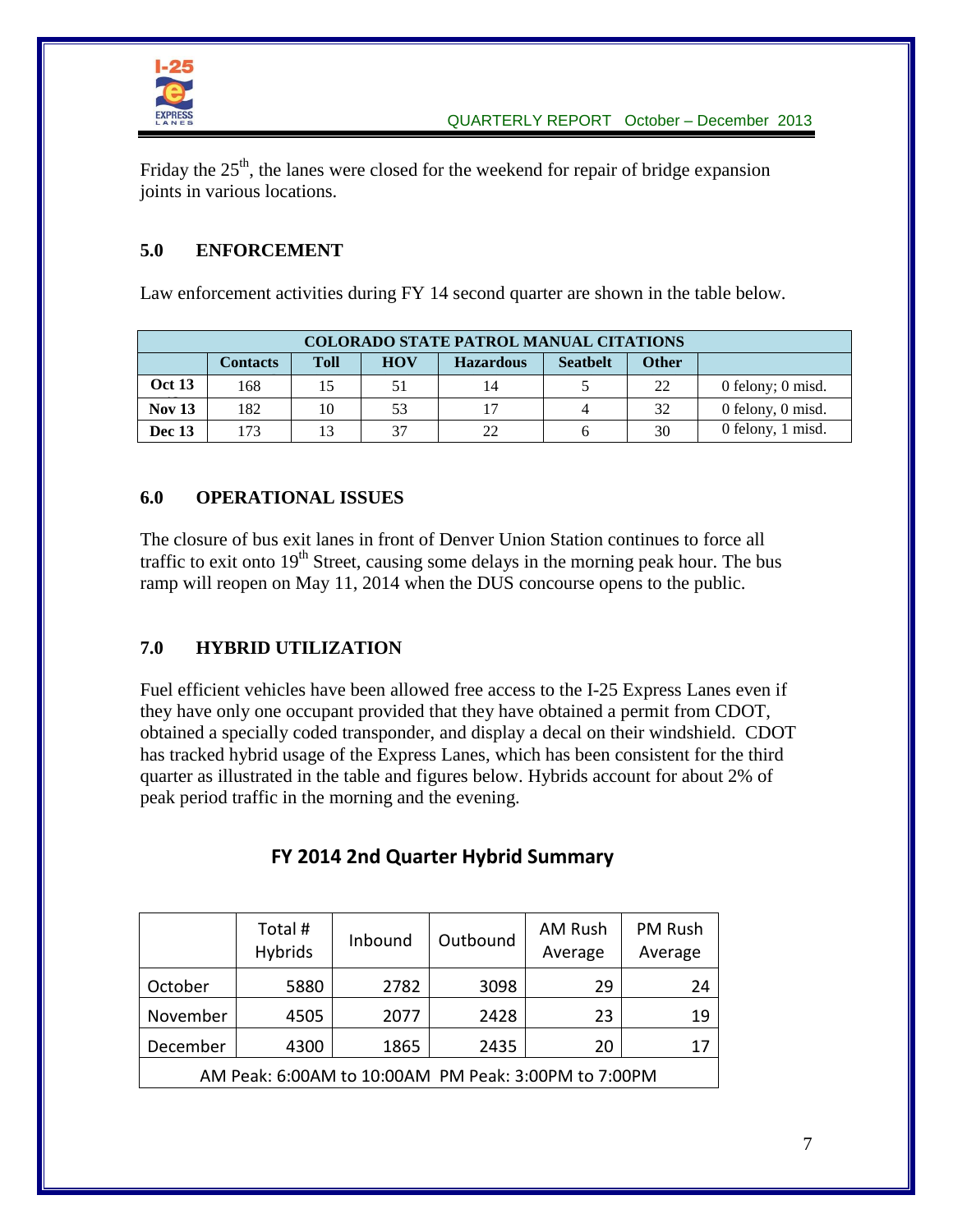Friday the 25th, the lanes were closed for the weekend for repair of bridge expansion joints in various locations.

## 5.0 ENFORCEMENT

Law enforcement activities during FY 14 second quarter are shown in the table below.

| COLORADO STATE PATROL MANUAL CITATIONS | | | | | | | |
|---|---|---|---|---|---|---|---|
| | **Contacts** | **Toll** | **HOV** | **Hazardous** | **Seatbelt** | **Other** | |
| **Oct 13** | 168 | 15 | 51 | 14 | 5 | 22 | 0 felony; 0 misd. |
| **Nov 13** | 182 | 10 | 53 | 17 | 4 | 32 | 0 felony, 0 misd. |
| **Dec 13** | 173 | 13 | 37 | 22 | 6 | 30 | 0 felony, 1 misd. |

## 6.0 OPERATIONAL ISSUES

The closure of bus exit lanes in front of Denver Union Station continues to force all traffic to exit onto 19th Street, causing some delays in the morning peak hour. The bus ramp will reopen on May 11, 2014 when the DUS concourse opens to the public.

## 7.0 HYBRID UTILIZATION

Fuel efficient vehicles have been allowed free access to the I-25 Express Lanes even if they have only one occupant provided that they have obtained a permit from CDOT, obtained a specially coded transponder, and display a decal on their windshield. CDOT has tracked hybrid usage of the Express Lanes, which has been consistent for the third quarter as illustrated in the table and figures below. Hybrids account for about 2% of peak period traffic in the morning and the evening.

### FY 2014 2nd Quarter Hybrid Summary

| | Total # Hybrids | Inbound | Outbound | AM Rush Average | PM Rush Average |
|---|---|---|---|---|---|
| October | 5880 | 2782 | 3098 | 29 | 24 |
| November | 4505 | 2077 | 2428 | 23 | 19 |
| December | 4300 | 1865 | 2435 | 20 | 17 |
| AM Peak: 6:00AM to 10:00AM PM Peak: 3:00PM to 7:00PM | | | | | |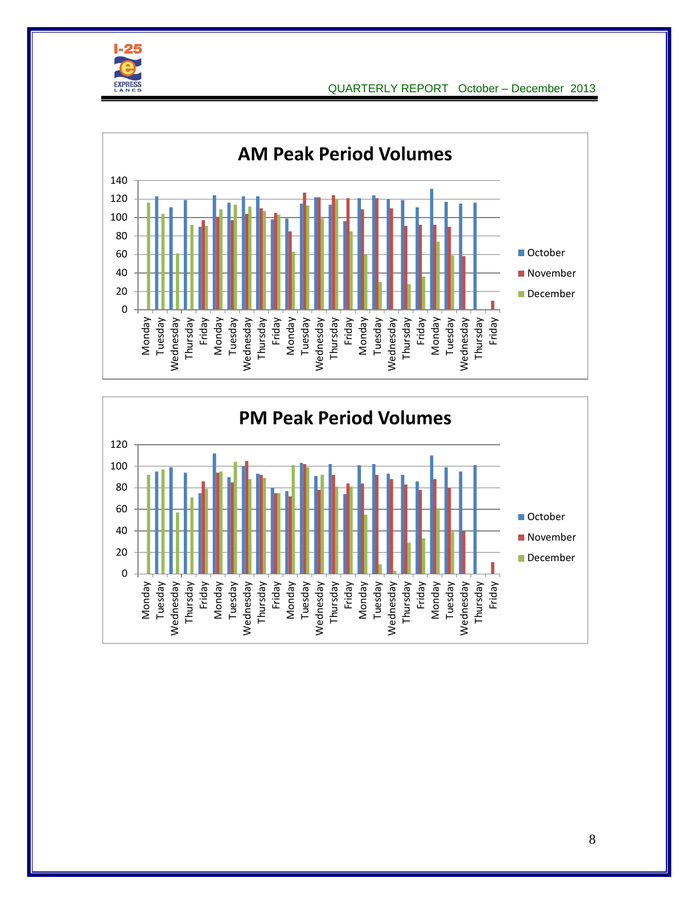AM Peak Period Volumes

140
120
100
80
60
40
20
0

Monday
Tuesday
Wednesday
Thursday
Friday
Monday
Tuesday
Wednesday
Thursday
Friday
Monday
Tuesday
Wednesday
Thursday
Friday
Monday
Tuesday
Wednesday
Thursday
Friday
Monday
Tuesday
Wednesday
Thursday
Friday

October
November
December

PM Peak Period Volumes

120
100
80
60
40
20
0

Monday
Tuesday
Wednesday
Thursday
Friday
Monday
Tuesday
Wednesday
Thursday
Friday
Monday
Tuesday
Wednesday
Thursday
Friday
Monday
Tuesday
Wednesday
Thursday
Friday
Monday
Tuesday
Wednesday
Thursday
Friday

October
November
December